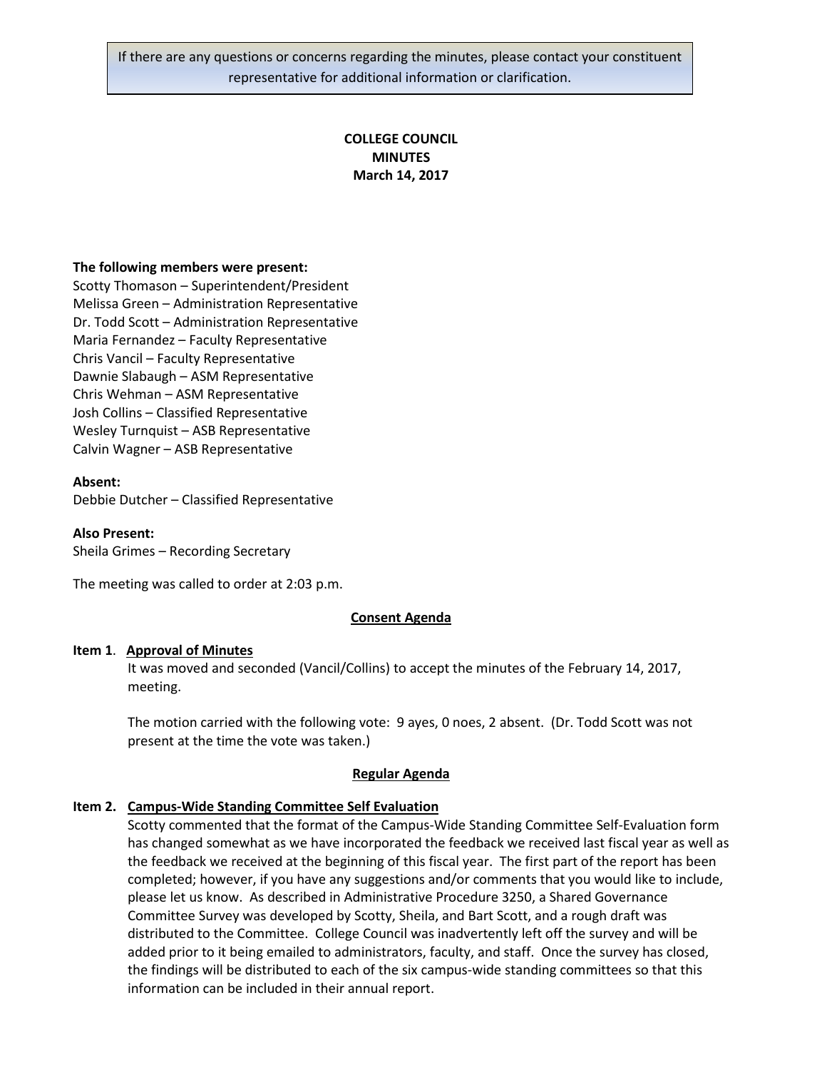If there are any questions or concerns regarding the minutes, please contact your constituent representative for additional information or clarification.

# COLLEGE COUNCIL
## MINUTES
### March 14, 2017

**The following members were present:**

Scotty Thomason – Superintendent/President
Melissa Green – Administration Representative
Dr. Todd Scott – Administration Representative
Maria Fernandez – Faculty Representative
Chris Vancil – Faculty Representative
Dawnie Slabaugh – ASM Representative
Chris Wehman – ASM Representative
Josh Collins – Classified Representative
Wesley Turnquist – ASB Representative
Calvin Wagner – ASB Representative

**Absent:**

Debbie Dutcher – Classified Representative

**Also Present:**

Sheila Grimes – Recording Secretary

The meeting was called to order at 2:03 p.m.

**Consent Agenda**

**Item 1. Approval of Minutes**

It was moved and seconded (Vancil/Collins) to accept the minutes of the February 14, 2017, meeting.

The motion carried with the following vote: 9 ayes, 0 noes, 2 absent. (Dr. Todd Scott was not present at the time the vote was taken.)

**Regular Agenda**

**Item 2. Campus-Wide Standing Committee Self Evaluation**

Scotty commented that the format of the Campus-Wide Standing Committee Self-Evaluation form has changed somewhat as we have incorporated the feedback we received last fiscal year as well as the feedback we received at the beginning of this fiscal year. The first part of the report has been completed; however, if you have any suggestions and/or comments that you would like to include, please let us know. As described in Administrative Procedure 3250, a Shared Governance Committee Survey was developed by Scotty, Sheila, and Bart Scott, and a rough draft was distributed to the Committee. College Council was inadvertently left off the survey and will be added prior to it being emailed to administrators, faculty, and staff. Once the survey has closed, the findings will be distributed to each of the six campus-wide standing committees so that this information can be included in their annual report.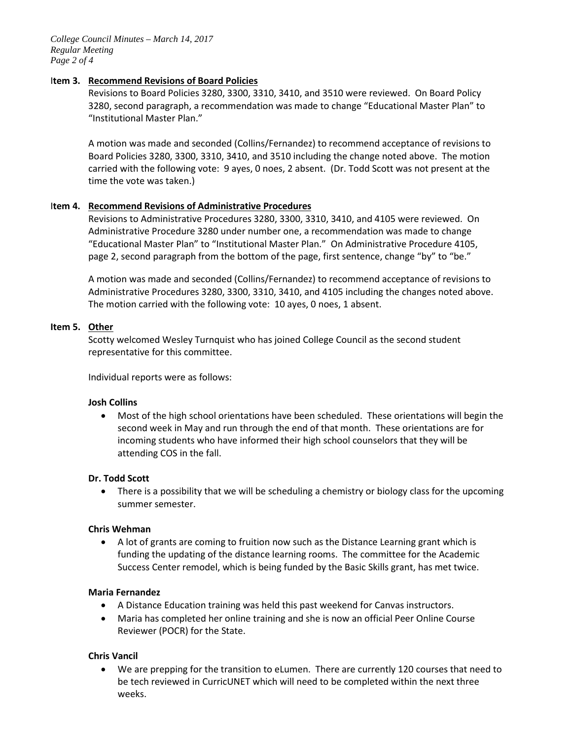**Item 3. <u>Recommend Revisions of Board Policies</u>**

Revisions to Board Policies 3280, 3300, 3310, 3410, and 3510 were reviewed. On Board Policy 3280, second paragraph, a recommendation was made to change "Educational Master Plan" to "Institutional Master Plan."

A motion was made and seconded (Collins/Fernandez) to recommend acceptance of revisions to Board Policies 3280, 3300, 3310, 3410, and 3510 including the change noted above. The motion carried with the following vote: 9 ayes, 0 noes, 2 absent. (Dr. Todd Scott was not present at the time the vote was taken.)

**Item 4. <u>Recommend Revisions of Administrative Procedures</u>**

Revisions to Administrative Procedures 3280, 3300, 3310, 3410, and 4105 were reviewed. On Administrative Procedure 3280 under number one, a recommendation was made to change "Educational Master Plan" to "Institutional Master Plan." On Administrative Procedure 4105, page 2, second paragraph from the bottom of the page, first sentence, change "by" to "be."

A motion was made and seconded (Collins/Fernandez) to recommend acceptance of revisions to Administrative Procedures 3280, 3300, 3310, 3410, and 4105 including the changes noted above. The motion carried with the following vote: 10 ayes, 0 noes, 1 absent.

**Item 5. <u>Other</u>**

Scotty welcomed Wesley Turnquist who has joined College Council as the second student representative for this committee.

Individual reports were as follows:

**Josh Collins**

- Most of the high school orientations have been scheduled. These orientations will begin the second week in May and run through the end of that month. These orientations are for incoming students who have informed their high school counselors that they will be attending COS in the fall.

**Dr. Todd Scott**

- There is a possibility that we will be scheduling a chemistry or biology class for the upcoming summer semester.

**Chris Wehman**

- A lot of grants are coming to fruition now such as the Distance Learning grant which is funding the updating of the distance learning rooms. The committee for the Academic Success Center remodel, which is being funded by the Basic Skills grant, has met twice.

**Maria Fernandez**

- A Distance Education training was held this past weekend for Canvas instructors.
- Maria has completed her online training and she is now an official Peer Online Course Reviewer (POCR) for the State.

**Chris Vancil**

- We are prepping for the transition to eLumen. There are currently 120 courses that need to be tech reviewed in CurricUNET which will need to be completed within the next three weeks.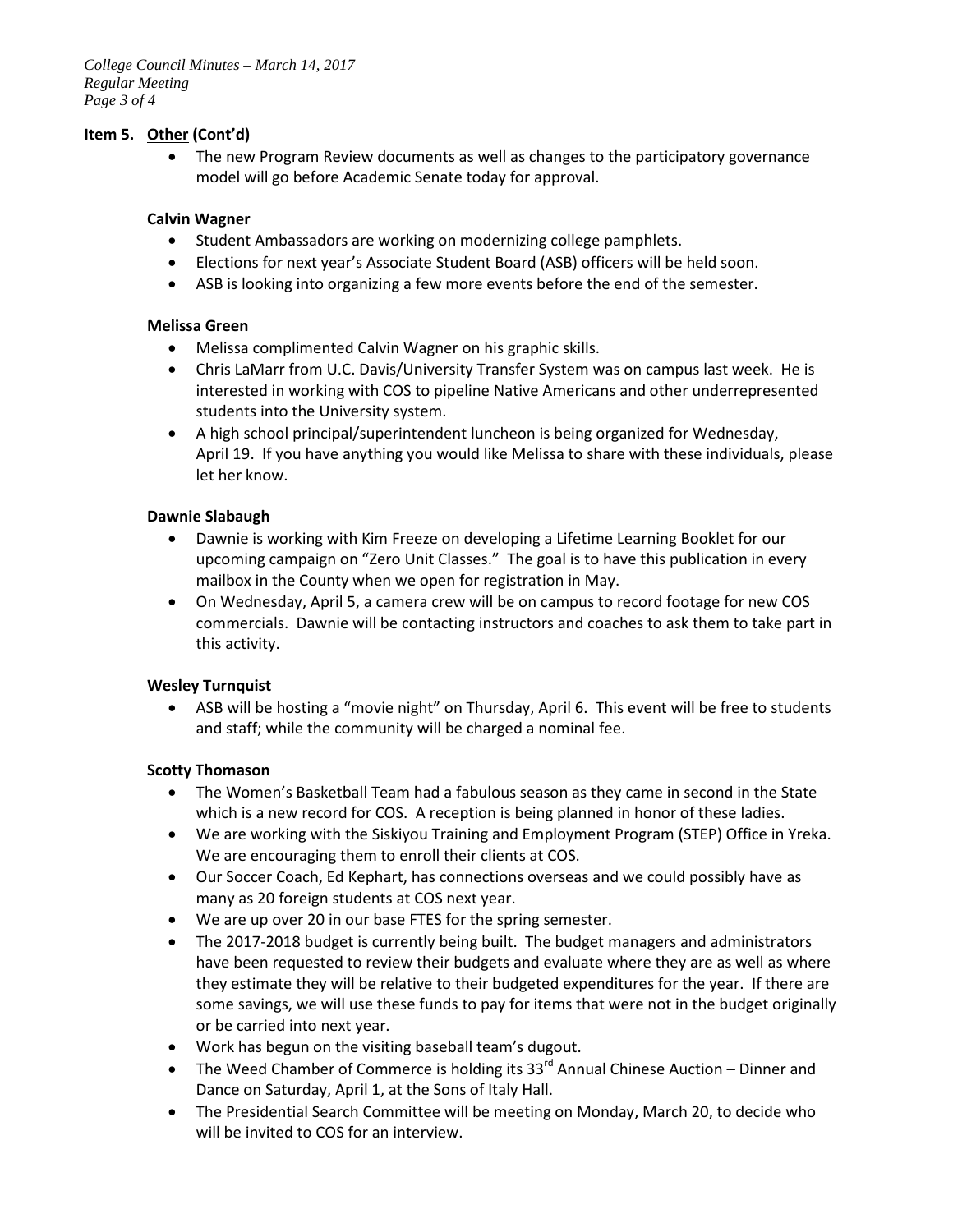## Item 5. Other (Cont'd)

- The new Program Review documents as well as changes to the participatory governance model will go before Academic Senate today for approval.

**Calvin Wagner**

- Student Ambassadors are working on modernizing college pamphlets.
- Elections for next year's Associate Student Board (ASB) officers will be held soon.
- ASB is looking into organizing a few more events before the end of the semester.

**Melissa Green**

- Melissa complimented Calvin Wagner on his graphic skills.
- Chris LaMarr from U.C. Davis/University Transfer System was on campus last week. He is interested in working with COS to pipeline Native Americans and other underrepresented students into the University system.
- A high school principal/superintendent luncheon is being organized for Wednesday, April 19. If you have anything you would like Melissa to share with these individuals, please let her know.

**Dawnie Slabaugh**

- Dawnie is working with Kim Freeze on developing a Lifetime Learning Booklet for our upcoming campaign on "Zero Unit Classes." The goal is to have this publication in every mailbox in the County when we open for registration in May.
- On Wednesday, April 5, a camera crew will be on campus to record footage for new COS commercials. Dawnie will be contacting instructors and coaches to ask them to take part in this activity.

**Wesley Turnquist**

- ASB will be hosting a "movie night" on Thursday, April 6. This event will be free to students and staff; while the community will be charged a nominal fee.

**Scotty Thomason**

- The Women's Basketball Team had a fabulous season as they came in second in the State which is a new record for COS. A reception is being planned in honor of these ladies.
- We are working with the Siskiyou Training and Employment Program (STEP) Office in Yreka. We are encouraging them to enroll their clients at COS.
- Our Soccer Coach, Ed Kephart, has connections overseas and we could possibly have as many as 20 foreign students at COS next year.
- We are up over 20 in our base FTES for the spring semester.
- The 2017-2018 budget is currently being built. The budget managers and administrators have been requested to review their budgets and evaluate where they are as well as where they estimate they will be relative to their budgeted expenditures for the year. If there are some savings, we will use these funds to pay for items that were not in the budget originally or be carried into next year.
- Work has begun on the visiting baseball team's dugout.
- The Weed Chamber of Commerce is holding its 33rd Annual Chinese Auction – Dinner and Dance on Saturday, April 1, at the Sons of Italy Hall.
- The Presidential Search Committee will be meeting on Monday, March 20, to decide who will be invited to COS for an interview.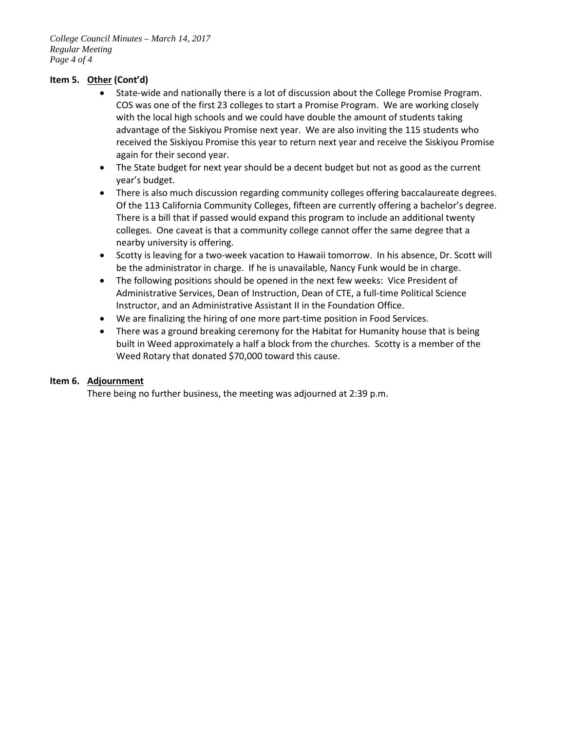**Item 5. <u>Other</u> (Cont'd)**

- State-wide and nationally there is a lot of discussion about the College Promise Program. COS was one of the first 23 colleges to start a Promise Program. We are working closely with the local high schools and we could have double the amount of students taking advantage of the Siskiyou Promise next year. We are also inviting the 115 students who received the Siskiyou Promise this year to return next year and receive the Siskiyou Promise again for their second year.
- The State budget for next year should be a decent budget but not as good as the current year's budget.
- There is also much discussion regarding community colleges offering baccalaureate degrees. Of the 113 California Community Colleges, fifteen are currently offering a bachelor's degree. There is a bill that if passed would expand this program to include an additional twenty colleges. One caveat is that a community college cannot offer the same degree that a nearby university is offering.
- Scotty is leaving for a two-week vacation to Hawaii tomorrow. In his absence, Dr. Scott will be the administrator in charge. If he is unavailable, Nancy Funk would be in charge.
- The following positions should be opened in the next few weeks: Vice President of Administrative Services, Dean of Instruction, Dean of CTE, a full-time Political Science Instructor, and an Administrative Assistant II in the Foundation Office.
- We are finalizing the hiring of one more part-time position in Food Services.
- There was a ground breaking ceremony for the Habitat for Humanity house that is being built in Weed approximately a half a block from the churches. Scotty is a member of the Weed Rotary that donated $70,000 toward this cause.

**Item 6. <u>Adjournment</u>**

There being no further business, the meeting was adjourned at 2:39 p.m.